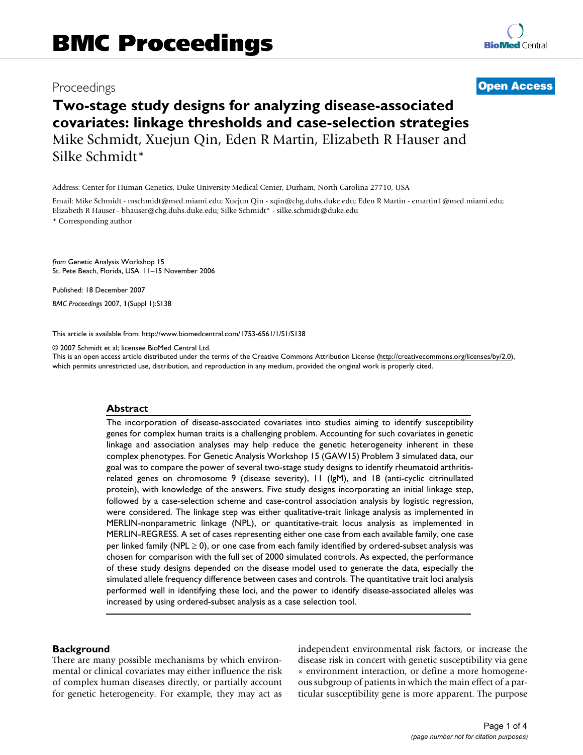# BMC Proceedings

Proceedings **Open Access**

## Two-stage study designs for analyzing disease-associated covariates: linkage thresholds and case-selection strategies

Mike Schmidt, Xuejun Qin, Eden R Martin, Elizabeth R Hauser and Silke Schmidt*

Address: Center for Human Genetics, Duke University Medical Center, Durham, North Carolina 27710, USA

Email: Mike Schmidt - mschmidt@med.miami.edu; Xuejun Qin - xqin@chg.duhs.duke.edu; Eden R Martin - emartin1@med.miami.edu; Elizabeth R Hauser - bhauser@chg.duhs.duke.edu; Silke Schmidt* - silke.schmidt@duke.edu

\* Corresponding author

*from* Genetic Analysis Workshop 15
St. Pete Beach, Florida, USA. 11–15 November 2006

Published: 18 December 2007

*BMC Proceedings* 2007, **1**(Suppl 1):S138

This article is available from: http://www.biomedcentral.com/1753-6561/1/S1/S138

© 2007 Schmidt et al; licensee BioMed Central Ltd.
This is an open access article distributed under the terms of the Creative Commons Attribution License (http://creativecommons.org/licenses/by/2.0), which permits unrestricted use, distribution, and reproduction in any medium, provided the original work is properly cited.

### Abstract

The incorporation of disease-associated covariates into studies aiming to identify susceptibility genes for complex human traits is a challenging problem. Accounting for such covariates in genetic linkage and association analyses may help reduce the genetic heterogeneity inherent in these complex phenotypes. For Genetic Analysis Workshop 15 (GAW15) Problem 3 simulated data, our goal was to compare the power of several two-stage study designs to identify rheumatoid arthritis-related genes on chromosome 9 (disease severity), 11 (IgM), and 18 (anti-cyclic citrinullated protein), with knowledge of the answers. Five study designs incorporating an initial linkage step, followed by a case-selection scheme and case-control association analysis by logistic regression, were considered. The linkage step was either qualitative-trait linkage analysis as implemented in MERLIN-nonparametric linkage (NPL), or quantitative-trait locus analysis as implemented in MERLIN-REGRESS. A set of cases representing either one case from each available family, one case per linked family (NPL $\geq$ 0), or one case from each family identified by ordered-subset analysis was chosen for comparison with the full set of 2000 simulated controls. As expected, the performance of these study designs depended on the disease model used to generate the data, especially the simulated allele frequency difference between cases and controls. The quantitative trait loci analysis performed well in identifying these loci, and the power to identify disease-associated alleles was increased by using ordered-subset analysis as a case selection tool.

### Background

There are many possible mechanisms by which environmental or clinical covariates may either influence the risk of complex human diseases directly, or partially account for genetic heterogeneity. For example, they may act as independent environmental risk factors, or increase the disease risk in concert with genetic susceptibility via gene × environment interaction, or define a more homogeneous subgroup of patients in which the main effect of a particular susceptibility gene is more apparent. The purpose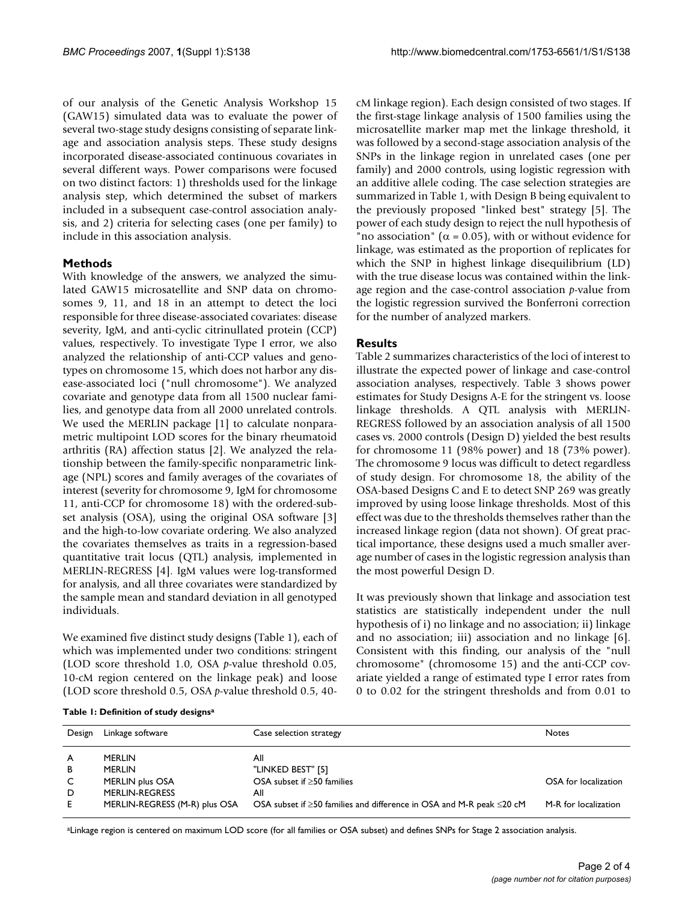of our analysis of the Genetic Analysis Workshop 15 (GAW15) simulated data was to evaluate the power of several two-stage study designs consisting of separate linkage and association analysis steps. These study designs incorporated disease-associated continuous covariates in several different ways. Power comparisons were focused on two distinct factors: 1) thresholds used for the linkage analysis step, which determined the subset of markers included in a subsequent case-control association analysis, and 2) criteria for selecting cases (one per family) to include in this association analysis.

## Methods

With knowledge of the answers, we analyzed the simulated GAW15 microsatellite and SNP data on chromosomes 9, 11, and 18 in an attempt to detect the loci responsible for three disease-associated covariates: disease severity, IgM, and anti-cyclic citrinullated protein (CCP) values, respectively. To investigate Type I error, we also analyzed the relationship of anti-CCP values and genotypes on chromosome 15, which does not harbor any disease-associated loci ("null chromosome"). We analyzed covariate and genotype data from all 1500 nuclear families, and genotype data from all 2000 unrelated controls. We used the MERLIN package [1] to calculate nonparametric multipoint LOD scores for the binary rheumatoid arthritis (RA) affection status [2]. We analyzed the relationship between the family-specific nonparametric linkage (NPL) scores and family averages of the covariates of interest (severity for chromosome 9, IgM for chromosome 11, anti-CCP for chromosome 18) with the ordered-subset analysis (OSA), using the original OSA software [3] and the high-to-low covariate ordering. We also analyzed the covariates themselves as traits in a regression-based quantitative trait locus (QTL) analysis, implemented in MERLIN-REGRESS [4]. IgM values were log-transformed for analysis, and all three covariates were standardized by the sample mean and standard deviation in all genotyped individuals.

We examined five distinct study designs (Table 1), each of which was implemented under two conditions: stringent (LOD score threshold 1.0, OSA *p*-value threshold 0.05, 10-cM region centered on the linkage peak) and loose (LOD score threshold 0.5, OSA *p*-value threshold 0.5, 40-cM linkage region). Each design consisted of two stages. If the first-stage linkage analysis of 1500 families using the microsatellite marker map met the linkage threshold, it was followed by a second-stage association analysis of the SNPs in the linkage region in unrelated cases (one per family) and 2000 controls, using logistic regression with an additive allele coding. The case selection strategies are summarized in Table 1, with Design B being equivalent to the previously proposed "linked best" strategy [5]. The power of each study design to reject the null hypothesis of "no association" ($\alpha = 0.05$), with or without evidence for linkage, was estimated as the proportion of replicates for which the SNP in highest linkage disequilibrium (LD) with the true disease locus was contained within the linkage region and the case-control association *p*-value from the logistic regression survived the Bonferroni correction for the number of analyzed markers.

## Results

Table 2 summarizes characteristics of the loci of interest to illustrate the expected power of linkage and case-control association analyses, respectively. Table 3 shows power estimates for Study Designs A-E for the stringent vs. loose linkage thresholds. A QTL analysis with MERLIN-REGRESS followed by an association analysis of all 1500 cases vs. 2000 controls (Design D) yielded the best results for chromosome 11 (98% power) and 18 (73% power). The chromosome 9 locus was difficult to detect regardless of study design. For chromosome 18, the ability of the OSA-based Designs C and E to detect SNP 269 was greatly improved by using loose linkage thresholds. Most of this effect was due to the thresholds themselves rather than the increased linkage region (data not shown). Of great practical importance, these designs used a much smaller average number of cases in the logistic regression analysis than the most powerful Design D.

It was previously shown that linkage and association test statistics are statistically independent under the null hypothesis of i) no linkage and no association; ii) linkage and no association; iii) association and no linkage [6]. Consistent with this finding, our analysis of the "null chromosome" (chromosome 15) and the anti-CCP covariate yielded a range of estimated type I error rates from 0 to 0.02 for the stringent thresholds and from 0.01 to

**Table 1: Definition of study designs[a]**

| Design | Linkage software | Case selection strategy | Notes |
|---|---|---|---|
| A | MERLIN | All | |
| B | MERLIN | "LINKED BEST" [5] | |
| C | MERLIN plus OSA | OSA subset if ≥50 families | OSA for localization |
| D | MERLIN-REGRESS | All | |
| E | MERLIN-REGRESS (M-R) plus OSA | OSA subset if ≥50 families and difference in OSA and M-R peak ≤20 cM | M-R for localization |

[a]Linkage region is centered on maximum LOD score (for all families or OSA subset) and defines SNPs for Stage 2 association analysis.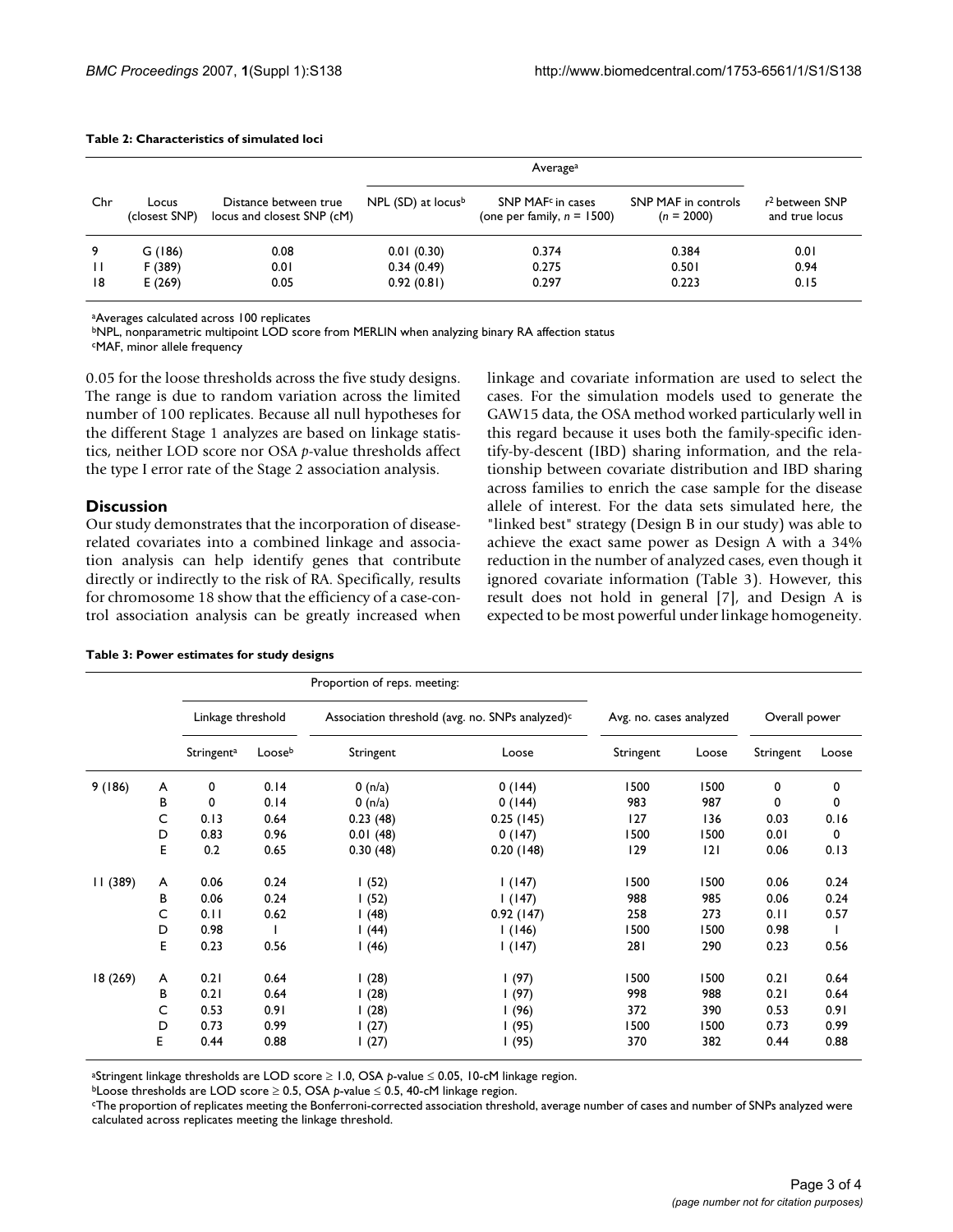**Table 2: Characteristics of simulated loci**

| Chr | Locus (closest SNP) | Distance between true locus and closest SNP (cM) | Average[a] | | | |
|---|---|---|---|---|---|---|
| | | | NPL (SD) at locus[b] | SNP MAF[c] in cases (one per family, $n$ = 1500) | SNP MAF in controls ($n$ = 2000) | $r^2$ between SNP and true locus |
| 9 | G (186) | 0.08 | 0.01 (0.30) | 0.374 | 0.384 | 0.01 |
| 11 | F (389) | 0.01 | 0.34 (0.49) | 0.275 | 0.501 | 0.94 |
| 18 | E (269) | 0.05 | 0.92 (0.81) | 0.297 | 0.223 | 0.15 |

[a]Averages calculated across 100 replicates
[b]NPL, nonparametric multipoint LOD score from MERLIN when analyzing binary RA affection status
[c]MAF, minor allele frequency

0.05 for the loose thresholds across the five study designs. The range is due to random variation across the limited number of 100 replicates. Because all null hypotheses for the different Stage 1 analyzes are based on linkage statistics, neither LOD score nor OSA $p$-value thresholds affect the type I error rate of the Stage 2 association analysis.

## Discussion

Our study demonstrates that the incorporation of disease-related covariates into a combined linkage and association analysis can help identify genes that contribute directly or indirectly to the risk of RA. Specifically, results for chromosome 18 show that the efficiency of a case-control association analysis can be greatly increased when linkage and covariate information are used to select the cases. For the simulation models used to generate the GAW15 data, the OSA method worked particularly well in this regard because it uses both the family-specific identify-by-descent (IBD) sharing information, and the relationship between covariate distribution and IBD sharing across families to enrich the case sample for the disease allele of interest. For the data sets simulated here, the "linked best" strategy (Design B in our study) was able to achieve the exact same power as Design A with a 34% reduction in the number of analyzed cases, even though it ignored covariate information (Table 3). However, this result does not hold in general [7], and Design A is expected to be most powerful under linkage homogeneity.

**Table 3: Power estimates for study designs**

| | | Proportion of reps. meeting: | | | | | | | |
|---|---|---|---|---|---|---|---|---|---|
| | | Linkage threshold | | Association threshold (avg. no. SNPs analyzed)[c] | | Avg. no. cases analyzed | | Overall power | |
| | | Stringent[a] | Loose[b] | Stringent | Loose | Stringent | Loose | Stringent | Loose |
| 9 (186) | A | 0 | 0.14 | 0 (n/a) | 0 (144) | 1500 | 1500 | 0 | 0 |
| | B | 0 | 0.14 | 0 (n/a) | 0 (144) | 983 | 987 | 0 | 0 |
| | C | 0.13 | 0.64 | 0.23 (48) | 0.25 (145) | 127 | 136 | 0.03 | 0.16 |
| | D | 0.83 | 0.96 | 0.01 (48) | 0 (147) | 1500 | 1500 | 0.01 | 0 |
| | E | 0.2 | 0.65 | 0.30 (48) | 0.20 (148) | 129 | 121 | 0.06 | 0.13 |
| 11 (389) | A | 0.06 | 0.24 | 1 (52) | 1 (147) | 1500 | 1500 | 0.06 | 0.24 |
| | B | 0.06 | 0.24 | 1 (52) | 1 (147) | 988 | 985 | 0.06 | 0.24 |
| | C | 0.11 | 0.62 | 1 (48) | 0.92 (147) | 258 | 273 | 0.11 | 0.57 |
| | D | 0.98 | 1 | 1 (44) | 1 (146) | 1500 | 1500 | 0.98 | 1 |
| | E | 0.23 | 0.56 | 1 (46) | 1 (147) | 281 | 290 | 0.23 | 0.56 |
| 18 (269) | A | 0.21 | 0.64 | 1 (28) | 1 (97) | 1500 | 1500 | 0.21 | 0.64 |
| | B | 0.21 | 0.64 | 1 (28) | 1 (97) | 998 | 988 | 0.21 | 0.64 |
| | C | 0.53 | 0.91 | 1 (28) | 1 (96) | 372 | 390 | 0.53 | 0.91 |
| | D | 0.73 | 0.99 | 1 (27) | 1 (95) | 1500 | 1500 | 0.73 | 0.99 |
| | E | 0.44 | 0.88 | 1 (27) | 1 (95) | 370 | 382 | 0.44 | 0.88 |

[a]Stringent linkage thresholds are LOD score ≥ 1.0, OSA $p$-value ≤ 0.05, 10-cM linkage region.
[b]Loose thresholds are LOD score ≥ 0.5, OSA $p$-value ≤ 0.5, 40-cM linkage region.
[c]The proportion of replicates meeting the Bonferroni-corrected association threshold, average number of cases and number of SNPs analyzed were calculated across replicates meeting the linkage threshold.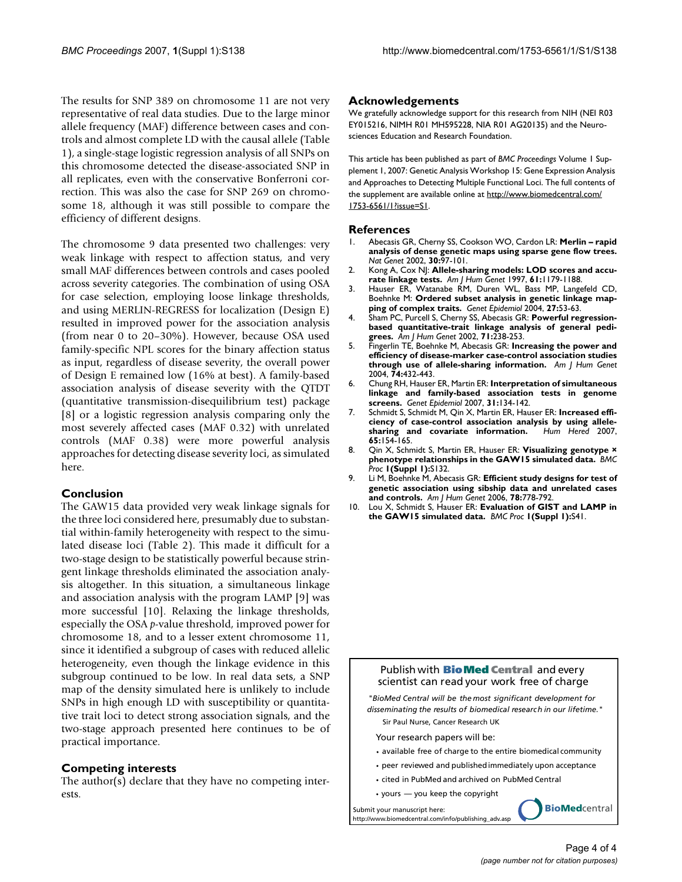The results for SNP 389 on chromosome 11 are not very representative of real data studies. Due to the large minor allele frequency (MAF) difference between cases and controls and almost complete LD with the causal allele (Table 1), a single-stage logistic regression analysis of all SNPs on this chromosome detected the disease-associated SNP in all replicates, even with the conservative Bonferroni correction. This was also the case for SNP 269 on chromosome 18, although it was still possible to compare the efficiency of different designs.

The chromosome 9 data presented two challenges: very weak linkage with respect to affection status, and very small MAF differences between controls and cases pooled across severity categories. The combination of using OSA for case selection, employing loose linkage thresholds, and using MERLIN-REGRESS for localization (Design E) resulted in improved power for the association analysis (from near 0 to 20–30%). However, because OSA used family-specific NPL scores for the binary affection status as input, regardless of disease severity, the overall power of Design E remained low (16% at best). A family-based association analysis of disease severity with the QTDT (quantitative transmission-disequilibrium test) package [8] or a logistic regression analysis comparing only the most severely affected cases (MAF 0.32) with unrelated controls (MAF 0.38) were more powerful analysis approaches for detecting disease severity loci, as simulated here.

## Conclusion

The GAW15 data provided very weak linkage signals for the three loci considered here, presumably due to substantial within-family heterogeneity with respect to the simulated disease loci (Table 2). This made it difficult for a two-stage design to be statistically powerful because stringent linkage thresholds eliminated the association analysis altogether. In this situation, a simultaneous linkage and association analysis with the program LAMP [9] was more successful [10]. Relaxing the linkage thresholds, especially the OSA *p*-value threshold, improved power for chromosome 18, and to a lesser extent chromosome 11, since it identified a subgroup of cases with reduced allelic heterogeneity, even though the linkage evidence in this subgroup continued to be low. In real data sets, a SNP map of the density simulated here is unlikely to include SNPs in high enough LD with susceptibility or quantitative trait loci to detect strong association signals, and the two-stage approach presented here continues to be of practical importance.

## Competing interests

The author(s) declare that they have no competing interests.

## Acknowledgements

We gratefully acknowledge support for this research from NIH (NEI R03 EY015216, NIMH R01 MH595228, NIA R01 AG20135) and the Neurosciences Education and Research Foundation.

This article has been published as part of *BMC Proceedings* Volume 1 Supplement 1, 2007: Genetic Analysis Workshop 15: Gene Expression Analysis and Approaches to Detecting Multiple Functional Loci. The full contents of the supplement are available online at http://www.biomedcentral.com/1753-6561/1?issue=S1.

## References

1. Abecasis GR, Cherny SS, Cookson WO, Cardon LR: **Merlin – rapid analysis of dense genetic maps using sparse gene flow trees.** *Nat Genet* 2002, **30:**97-101.
2. Kong A, Cox NJ: **Allele-sharing models: LOD scores and accurate linkage tests.** *Am J Hum Genet* 1997, **61:**1179-1188.
3. Hauser ER, Watanabe RM, Duren WL, Bass MP, Langefeld CD, Boehnke M: **Ordered subset analysis in genetic linkage mapping of complex traits.** *Genet Epidemiol* 2004, **27:**53-63.
4. Sham PC, Purcell S, Cherny SS, Abecasis GR: **Powerful regression-based quantitative-trait linkage analysis of general pedigrees.** *Am J Hum Genet* 2002, **71:**238-253.
5. Fingerlin TE, Boehnke M, Abecasis GR: **Increasing the power and efficiency of disease-marker case-control association studies through use of allele-sharing information.** *Am J Hum Genet* 2004, **74:**432-443.
6. Chung RH, Hauser ER, Martin ER: **Interpretation of simultaneous linkage and family-based association tests in genome screens.** *Genet Epidemiol* 2007, **31:**134-142.
7. Schmidt S, Schmidt M, Qin X, Martin ER, Hauser ER: **Increased efficiency of case-control association analysis by using allele-sharing and covariate information.** *Hum Hered* 2007, **65:**154-165.
8. Qin X, Schmidt S, Martin ER, Hauser ER: **Visualizing genotype × phenotype relationships in the GAW15 simulated data.** *BMC Proc* **1(Suppl 1):**S132.
9. Li M, Boehnke M, Abecasis GR: **Efficient study designs for test of genetic association using sibship data and unrelated cases and controls.** *Am J Hum Genet* 2006, **78:**778-792.
10. Lou X, Schmidt S, Hauser ER: **Evaluation of GIST and LAMP in the GAW15 simulated data.** *BMC Proc* **1(Suppl 1):**S41.